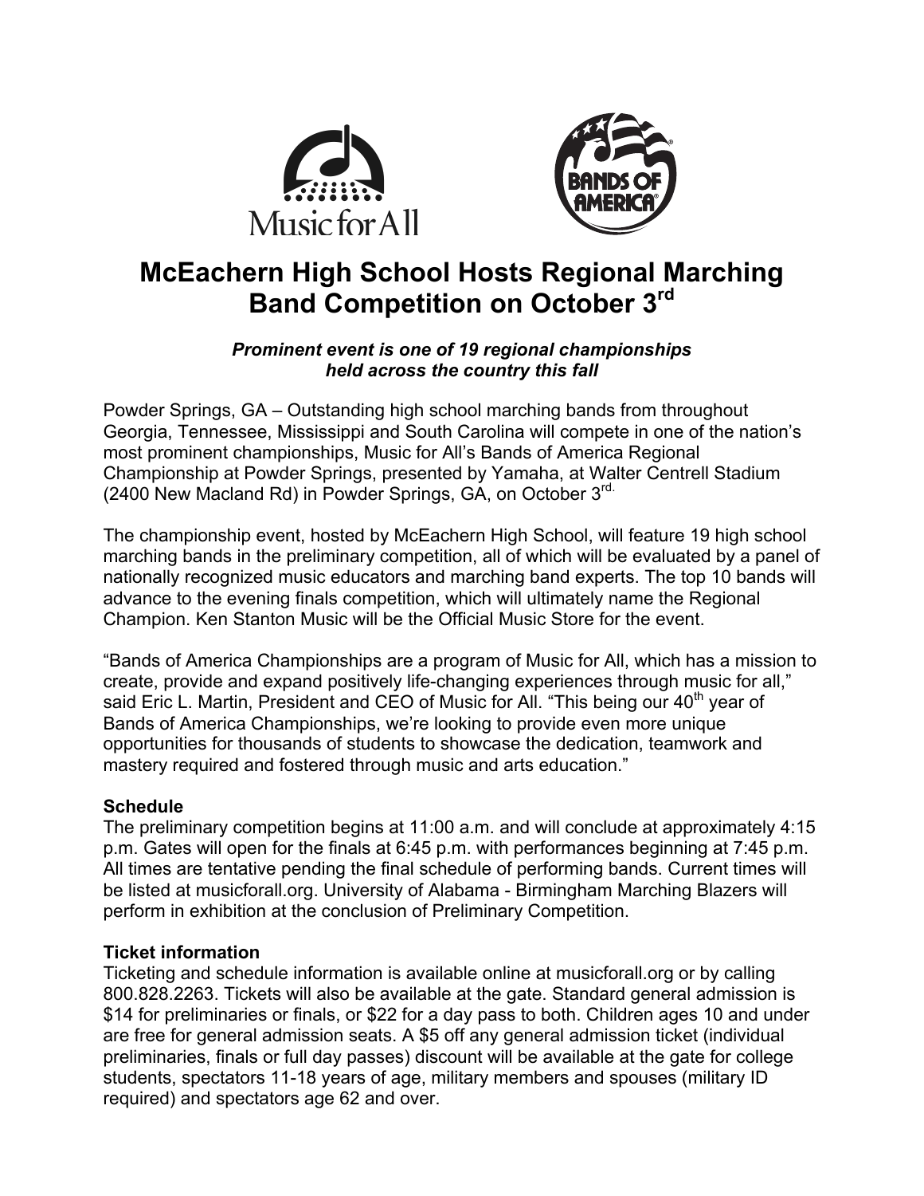# McEachern High School Hosts Regional Marching Band Competition on October 3rd

***Prominent event is one of 19 regional championships held across the country this fall***

Powder Springs, GA – Outstanding high school marching bands from throughout Georgia, Tennessee, Mississippi and South Carolina will compete in one of the nation's most prominent championships, Music for All's Bands of America Regional Championship at Powder Springs, presented by Yamaha, at Walter Centrell Stadium (2400 New Macland Rd) in Powder Springs, GA, on October 3rd.

The championship event, hosted by McEachern High School, will feature 19 high school marching bands in the preliminary competition, all of which will be evaluated by a panel of nationally recognized music educators and marching band experts. The top 10 bands will advance to the evening finals competition, which will ultimately name the Regional Champion. Ken Stanton Music will be the Official Music Store for the event.

"Bands of America Championships are a program of Music for All, which has a mission to create, provide and expand positively life-changing experiences through music for all," said Eric L. Martin, President and CEO of Music for All. "This being our 40th year of Bands of America Championships, we're looking to provide even more unique opportunities for thousands of students to showcase the dedication, teamwork and mastery required and fostered through music and arts education."

**Schedule**

The preliminary competition begins at 11:00 a.m. and will conclude at approximately 4:15 p.m. Gates will open for the finals at 6:45 p.m. with performances beginning at 7:45 p.m. All times are tentative pending the final schedule of performing bands. Current times will be listed at musicforall.org. University of Alabama - Birmingham Marching Blazers will perform in exhibition at the conclusion of Preliminary Competition.

**Ticket information**

Ticketing and schedule information is available online at musicforall.org or by calling 800.828.2263. Tickets will also be available at the gate. Standard general admission is $14 for preliminaries or finals, or $22 for a day pass to both. Children ages 10 and under are free for general admission seats. A $5 off any general admission ticket (individual preliminaries, finals or full day passes) discount will be available at the gate for college students, spectators 11-18 years of age, military members and spouses (military ID required) and spectators age 62 and over.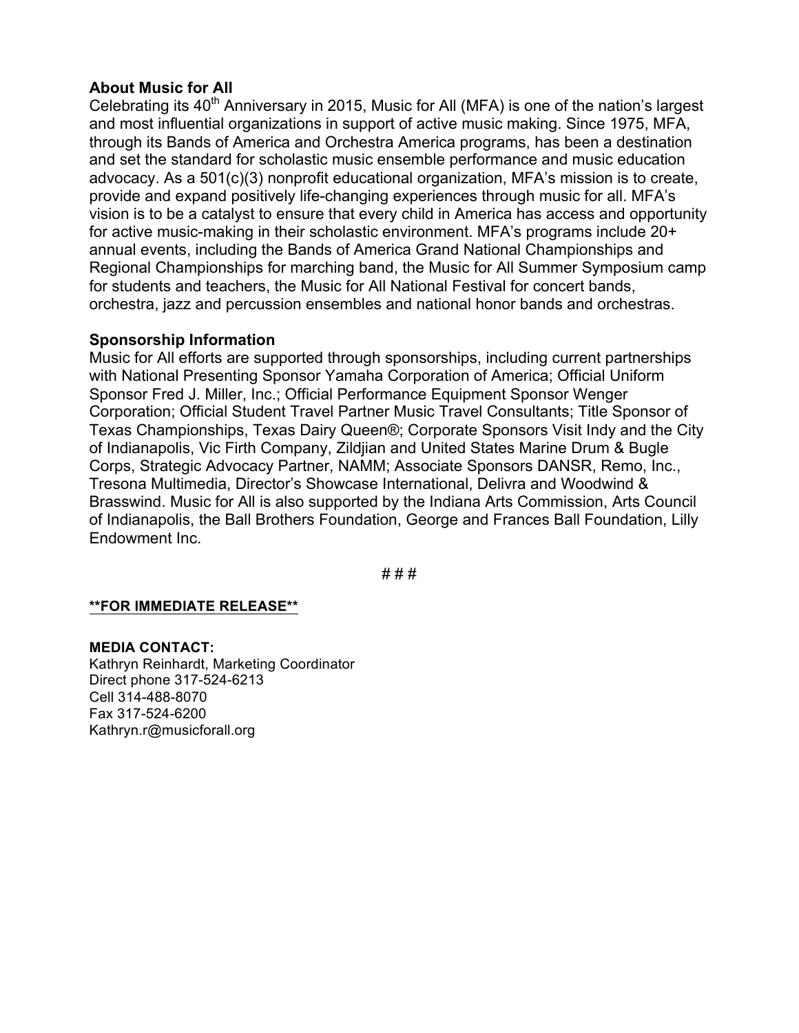**About Music for All**

Celebrating its 40th Anniversary in 2015, Music for All (MFA) is one of the nation's largest and most influential organizations in support of active music making. Since 1975, MFA, through its Bands of America and Orchestra America programs, has been a destination and set the standard for scholastic music ensemble performance and music education advocacy. As a 501(c)(3) nonprofit educational organization, MFA's mission is to create, provide and expand positively life-changing experiences through music for all. MFA's vision is to be a catalyst to ensure that every child in America has access and opportunity for active music-making in their scholastic environment. MFA's programs include 20+ annual events, including the Bands of America Grand National Championships and Regional Championships for marching band, the Music for All Summer Symposium camp for students and teachers, the Music for All National Festival for concert bands, orchestra, jazz and percussion ensembles and national honor bands and orchestras.

**Sponsorship Information**

Music for All efforts are supported through sponsorships, including current partnerships with National Presenting Sponsor Yamaha Corporation of America; Official Uniform Sponsor Fred J. Miller, Inc.; Official Performance Equipment Sponsor Wenger Corporation; Official Student Travel Partner Music Travel Consultants; Title Sponsor of Texas Championships, Texas Dairy Queen®; Corporate Sponsors Visit Indy and the City of Indianapolis, Vic Firth Company, Zildjian and United States Marine Drum & Bugle Corps, Strategic Advocacy Partner, NAMM; Associate Sponsors DANSR, Remo, Inc., Tresona Multimedia, Director's Showcase International, Delivra and Woodwind & Brasswind. Music for All is also supported by the Indiana Arts Commission, Arts Council of Indianapolis, the Ball Brothers Foundation, George and Frances Ball Foundation, Lilly Endowment Inc.

# # #

**\*\*FOR IMMEDIATE RELEASE\*\***

**MEDIA CONTACT:**
Kathryn Reinhardt, Marketing Coordinator
Direct phone 317-524-6213
Cell 314-488-8070
Fax 317-524-6200
Kathryn.r@musicforall.org